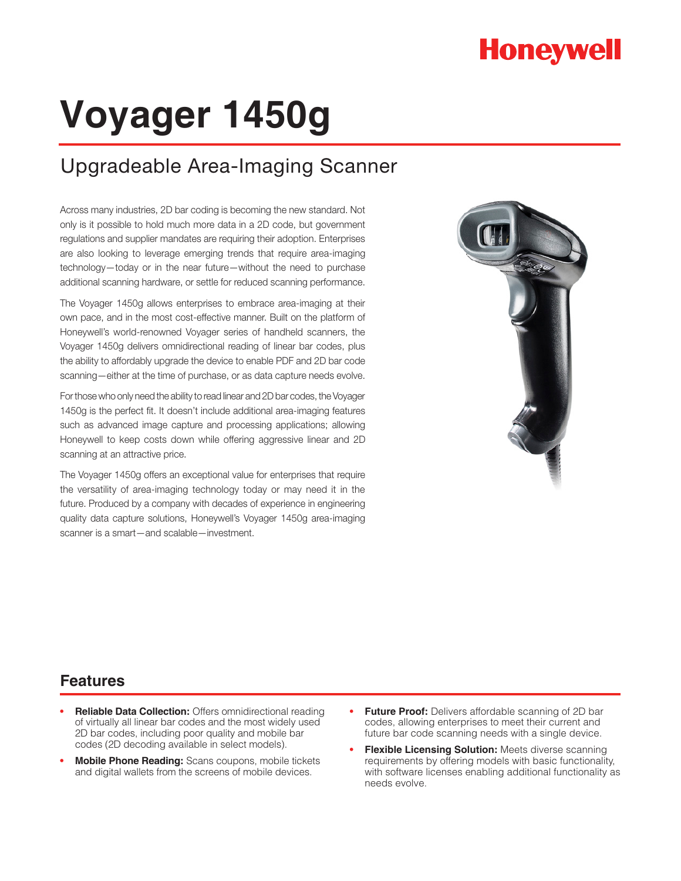Honeywell

# Voyager 1450g

## Upgradeable Area-Imaging Scanner

Across many industries, 2D bar coding is becoming the new standard. Not only is it possible to hold much more data in a 2D code, but government regulations and supplier mandates are requiring their adoption. Enterprises are also looking to leverage emerging trends that require area-imaging technology—today or in the near future—without the need to purchase additional scanning hardware, or settle for reduced scanning performance.

The Voyager 1450g allows enterprises to embrace area-imaging at their own pace, and in the most cost-effective manner. Built on the platform of Honeywell's world-renowned Voyager series of handheld scanners, the Voyager 1450g delivers omnidirectional reading of linear bar codes, plus the ability to affordably upgrade the device to enable PDF and 2D bar code scanning—either at the time of purchase, or as data capture needs evolve.

For those who only need the ability to read linear and 2D bar codes, the Voyager 1450g is the perfect fit. It doesn't include additional area-imaging features such as advanced image capture and processing applications; allowing Honeywell to keep costs down while offering aggressive linear and 2D scanning at an attractive price.

The Voyager 1450g offers an exceptional value for enterprises that require the versatility of area-imaging technology today or may need it in the future. Produced by a company with decades of experience in engineering quality data capture solutions, Honeywell's Voyager 1450g area-imaging scanner is a smart—and scalable—investment.

## Features

- **Reliable Data Collection:** Offers omnidirectional reading of virtually all linear bar codes and the most widely used 2D bar codes, including poor quality and mobile bar codes (2D decoding available in select models).
- **Mobile Phone Reading:** Scans coupons, mobile tickets and digital wallets from the screens of mobile devices.
- **Future Proof:** Delivers affordable scanning of 2D bar codes, allowing enterprises to meet their current and future bar code scanning needs with a single device.
- **Flexible Licensing Solution:** Meets diverse scanning requirements by offering models with basic functionality, with software licenses enabling additional functionality as needs evolve.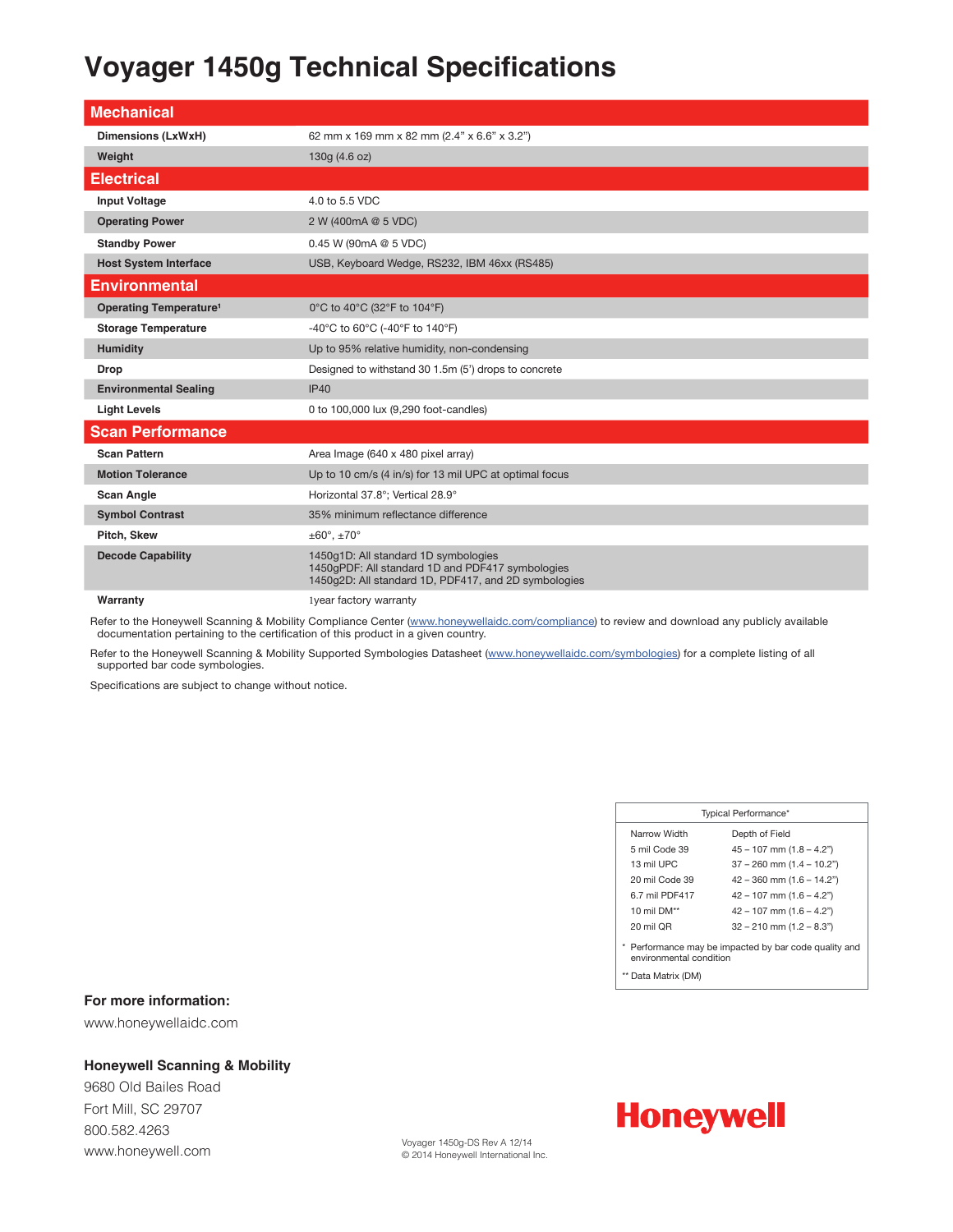# Voyager 1450g Technical Specifications

| | |
|---|---|
| **Mechanical** | |
| **Dimensions (LxWxH)** | 62 mm x 169 mm x 82 mm (2.4" x 6.6" x 3.2") |
| **Weight** | 130g (4.6 oz) |
| **Electrical** | |
| **Input Voltage** | 4.0 to 5.5 VDC |
| **Operating Power** | 2 W (400mA @ 5 VDC) |
| **Standby Power** | 0.45 W (90mA @ 5 VDC) |
| **Host System Interface** | USB, Keyboard Wedge, RS232, IBM 46xx (RS485) |
| **Environmental** | |
| **Operating Temperature[1]** | 0°C to 40°C (32°F to 104°F) |
| **Storage Temperature** | -40°C to 60°C (-40°F to 140°F) |
| **Humidity** | Up to 95% relative humidity, non-condensing |
| **Drop** | Designed to withstand 30 1.5m (5') drops to concrete |
| **Environmental Sealing** | IP40 |
| **Light Levels** | 0 to 100,000 lux (9,290 foot-candles) |
| **Scan Performance** | |
| **Scan Pattern** | Area Image (640 x 480 pixel array) |
| **Motion Tolerance** | Up to 10 cm/s (4 in/s) for 13 mil UPC at optimal focus |
| **Scan Angle** | Horizontal 37.8°; Vertical 28.9° |
| **Symbol Contrast** | 35% minimum reflectance difference |
| **Pitch, Skew** | ±60°, ±70° |
| **Decode Capability** | 1450g1D: All standard 1D symbologies<br>1450gPDF: All standard 1D and PDF417 symbologies<br>1450g2D: All standard 1D, PDF417, and 2D symbologies |
| **Warranty** | 1year factory warranty |

Refer to the Honeywell Scanning & Mobility Compliance Center (www.honeywellaidc.com/compliance) to review and download any publicly available documentation pertaining to the certification of this product in a given country.

Refer to the Honeywell Scanning & Mobility Supported Symbologies Datasheet (www.honeywellaidc.com/symbologies) for a complete listing of all supported bar code symbologies.

Specifications are subject to change without notice.

| Typical Performance* | |
|---|---|
| Narrow Width | Depth of Field |
| 5 mil Code 39 | 45 – 107 mm (1.8 – 4.2") |
| 13 mil UPC | 37 – 260 mm (1.4 – 10.2") |
| 20 mil Code 39 | 42 – 360 mm (1.6 – 14.2") |
| 6.7 mil PDF417 | 42 – 107 mm (1.6 – 4.2") |
| 10 mil DM** | 42 – 107 mm (1.6 – 4.2") |
| 20 mil QR | 32 – 210 mm (1.2 – 8.3") |

\* Performance may be impacted by bar code quality and environmental condition

** Data Matrix (DM)

**For more information:**

www.honeywellaidc.com

**Honeywell Scanning & Mobility**

9680 Old Bailes Road
Fort Mill, SC 29707
800.582.4263
www.honeywell.com

Voyager 1450g-DS Rev A 12/14
© 2014 Honeywell International Inc.

Honeywell